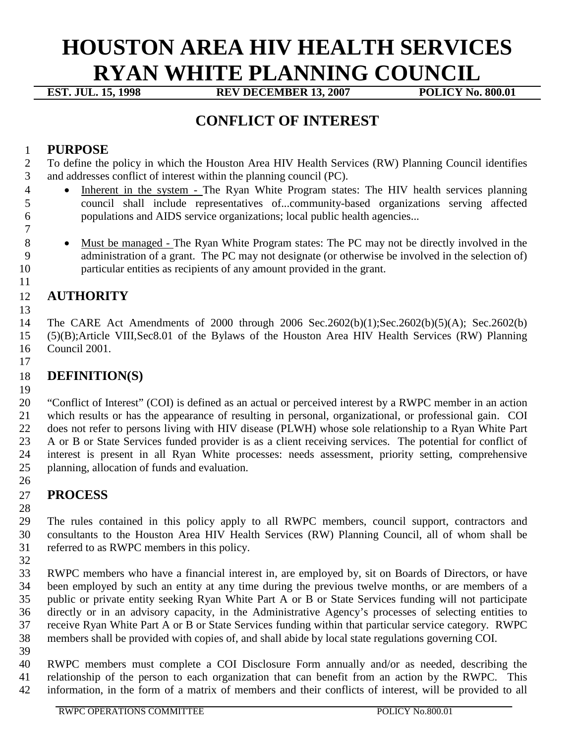# HOUSTON AREA HIV HEALTH SERVICES RYAN WHITE PLANNING COUNCIL

**EST. JUL. 15, 1998 REV DECEMBER 13, 2007 POLICY No. 800.01**

## CONFLICT OF INTEREST

### PURPOSE

To define the policy in which the Houston Area HIV Health Services (RW) Planning Council identifies and addresses conflict of interest within the planning council (PC).

- Inherent in the system - The Ryan White Program states: The HIV health services planning council shall include representatives of...community-based organizations serving affected populations and AIDS service organizations; local public health agencies...

- Must be managed - The Ryan White Program states: The PC may not be directly involved in the administration of a grant. The PC may not designate (or otherwise be involved in the selection of) particular entities as recipients of any amount provided in the grant.

### AUTHORITY

The CARE Act Amendments of 2000 through 2006 Sec.2602(b)(1);Sec.2602(b)(5)(A); Sec.2602(b) (5)(B);Article VIII,Sec8.01 of the Bylaws of the Houston Area HIV Health Services (RW) Planning Council 2001.

### DEFINITION(S)

"Conflict of Interest" (COI) is defined as an actual or perceived interest by a RWPC member in an action which results or has the appearance of resulting in personal, organizational, or professional gain. COI does not refer to persons living with HIV disease (PLWH) whose sole relationship to a Ryan White Part A or B or State Services funded provider is as a client receiving services. The potential for conflict of interest is present in all Ryan White processes: needs assessment, priority setting, comprehensive planning, allocation of funds and evaluation.

### PROCESS

The rules contained in this policy apply to all RWPC members, council support, contractors and consultants to the Houston Area HIV Health Services (RW) Planning Council, all of whom shall be referred to as RWPC members in this policy.

RWPC members who have a financial interest in, are employed by, sit on Boards of Directors, or have been employed by such an entity at any time during the previous twelve months, or are members of a public or private entity seeking Ryan White Part A or B or State Services funding will not participate directly or in an advisory capacity, in the Administrative Agency's processes of selecting entities to receive Ryan White Part A or B or State Services funding within that particular service category. RWPC members shall be provided with copies of, and shall abide by local state regulations governing COI.

RWPC members must complete a COI Disclosure Form annually and/or as needed, describing the relationship of the person to each organization that can benefit from an action by the RWPC. This information, in the form of a matrix of members and their conflicts of interest, will be provided to all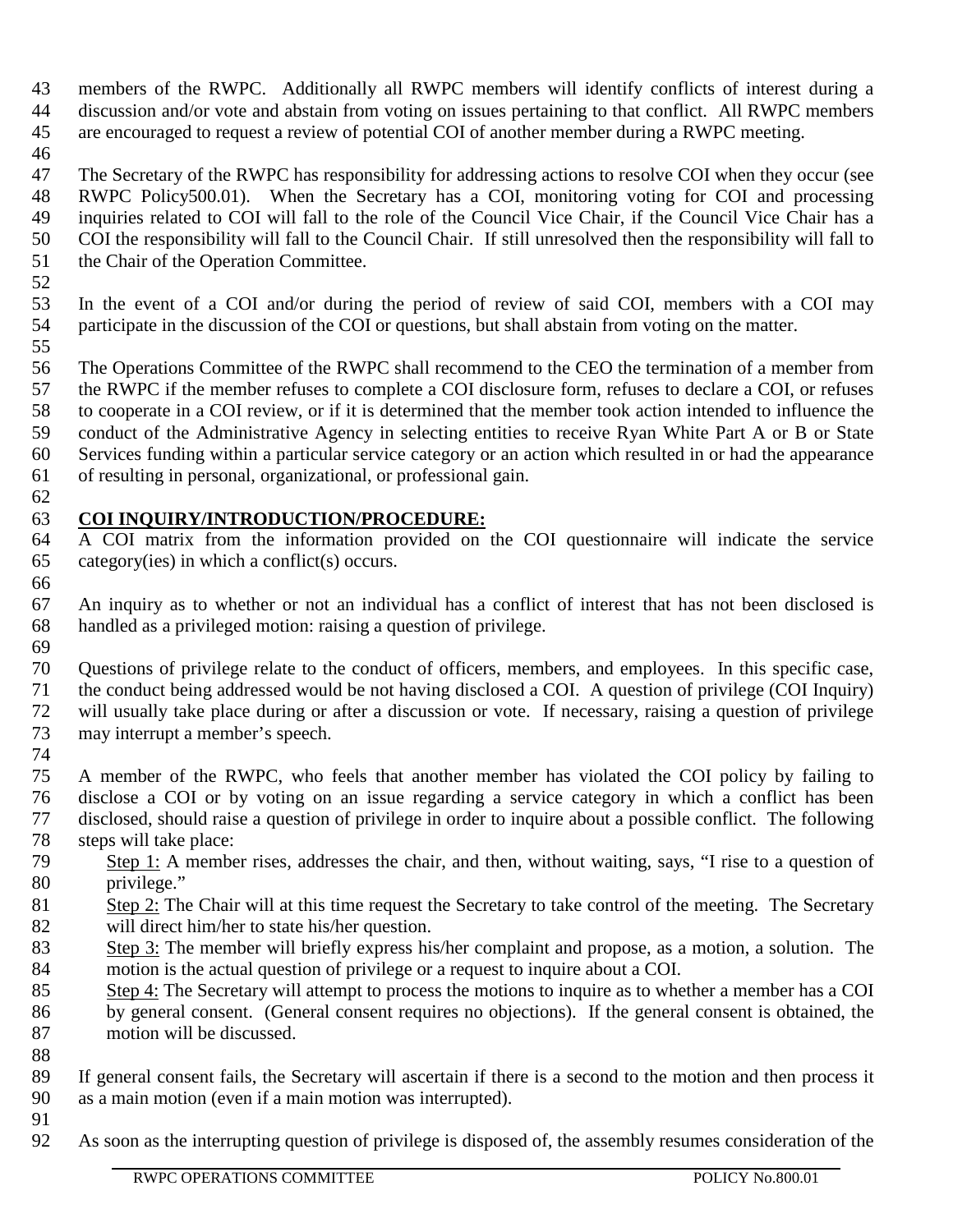members of the RWPC. Additionally all RWPC members will identify conflicts of interest during a discussion and/or vote and abstain from voting on issues pertaining to that conflict. All RWPC members are encouraged to request a review of potential COI of another member during a RWPC meeting.

The Secretary of the RWPC has responsibility for addressing actions to resolve COI when they occur (see RWPC Policy500.01). When the Secretary has a COI, monitoring voting for COI and processing inquiries related to COI will fall to the role of the Council Vice Chair, if the Council Vice Chair has a COI the responsibility will fall to the Council Chair. If still unresolved then the responsibility will fall to the Chair of the Operation Committee.

In the event of a COI and/or during the period of review of said COI, members with a COI may participate in the discussion of the COI or questions, but shall abstain from voting on the matter.

The Operations Committee of the RWPC shall recommend to the CEO the termination of a member from the RWPC if the member refuses to complete a COI disclosure form, refuses to declare a COI, or refuses to cooperate in a COI review, or if it is determined that the member took action intended to influence the conduct of the Administrative Agency in selecting entities to receive Ryan White Part A or B or State Services funding within a particular service category or an action which resulted in or had the appearance of resulting in personal, organizational, or professional gain.

**COI INQUIRY/INTRODUCTION/PROCEDURE:**

A COI matrix from the information provided on the COI questionnaire will indicate the service category(ies) in which a conflict(s) occurs.

An inquiry as to whether or not an individual has a conflict of interest that has not been disclosed is handled as a privileged motion: raising a question of privilege.

Questions of privilege relate to the conduct of officers, members, and employees. In this specific case, the conduct being addressed would be not having disclosed a COI. A question of privilege (COI Inquiry) will usually take place during or after a discussion or vote. If necessary, raising a question of privilege may interrupt a member's speech.

A member of the RWPC, who feels that another member has violated the COI policy by failing to disclose a COI or by voting on an issue regarding a service category in which a conflict has been disclosed, should raise a question of privilege in order to inquire about a possible conflict. The following steps will take place:

- Step 1: A member rises, addresses the chair, and then, without waiting, says, "I rise to a question of privilege."
- Step 2: The Chair will at this time request the Secretary to take control of the meeting. The Secretary will direct him/her to state his/her question.
- Step 3: The member will briefly express his/her complaint and propose, as a motion, a solution. The motion is the actual question of privilege or a request to inquire about a COI.
- Step 4: The Secretary will attempt to process the motions to inquire as to whether a member has a COI by general consent. (General consent requires no objections). If the general consent is obtained, the motion will be discussed.

If general consent fails, the Secretary will ascertain if there is a second to the motion and then process it as a main motion (even if a main motion was interrupted).

As soon as the interrupting question of privilege is disposed of, the assembly resumes consideration of the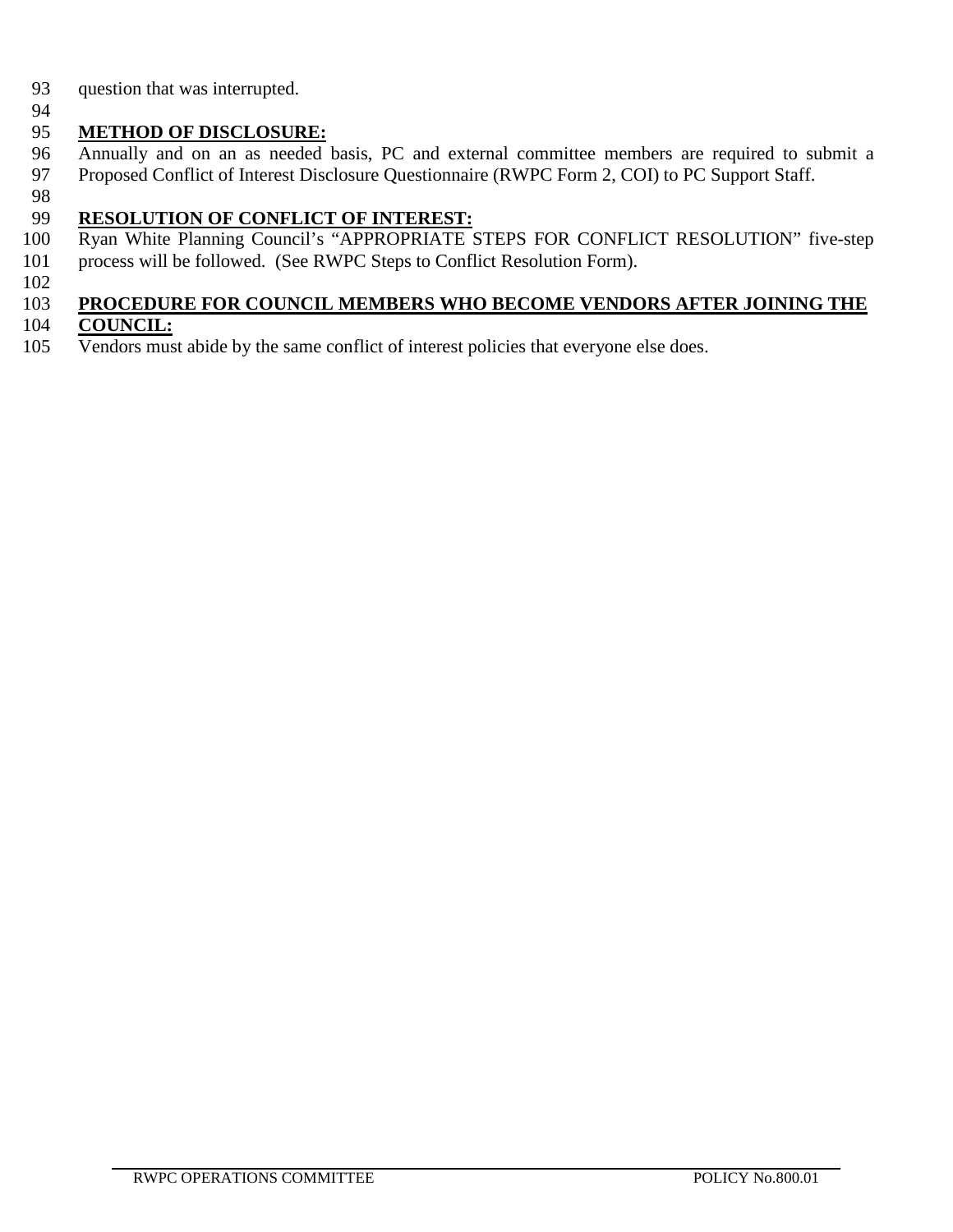question that was interrupted.

**METHOD OF DISCLOSURE:**

Annually and on an as needed basis, PC and external committee members are required to submit a Proposed Conflict of Interest Disclosure Questionnaire (RWPC Form 2, COI) to PC Support Staff.

**RESOLUTION OF CONFLICT OF INTEREST:**

Ryan White Planning Council's "APPROPRIATE STEPS FOR CONFLICT RESOLUTION" five-step process will be followed. (See RWPC Steps to Conflict Resolution Form).

**PROCEDURE FOR COUNCIL MEMBERS WHO BECOME VENDORS AFTER JOINING THE COUNCIL:**

Vendors must abide by the same conflict of interest policies that everyone else does.